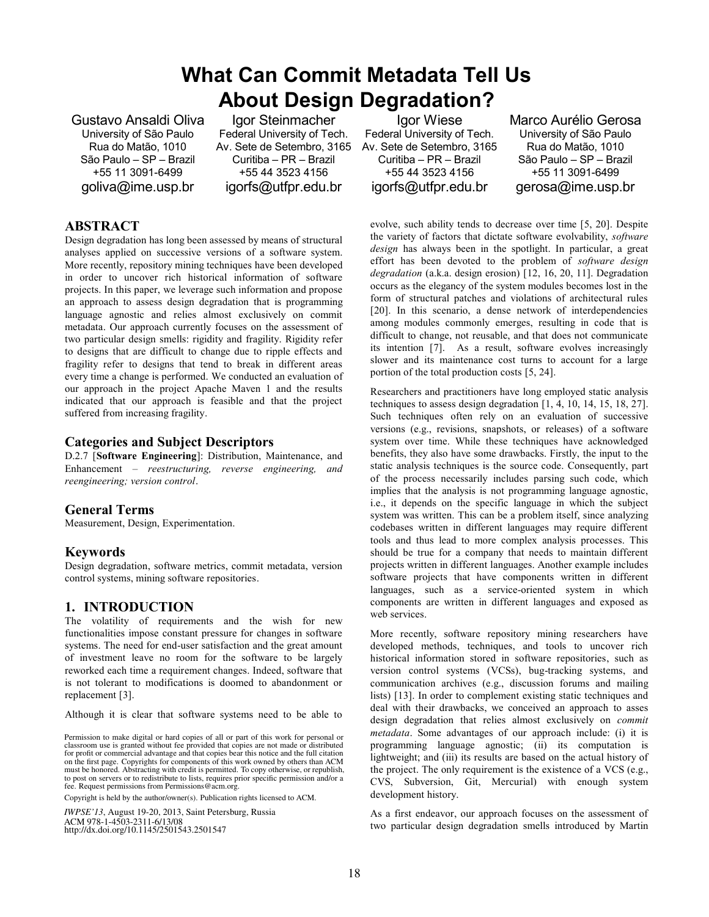# What Can Commit Metadata Tell Us About Design Degradation?

Gustavo Ansaldi Oliva
University of São Paulo
Rua do Matão, 1010
São Paulo – SP – Brazil
+55 11 3091-6499
goliva@ime.usp.br

Igor Steinmacher
Federal University of Tech.
Av. Sete de Setembro, 3165
Curitiba – PR – Brazil
+55 44 3523 4156
igorfs@utfpr.edu.br

Igor Wiese
Federal University of Tech.
Av. Sete de Setembro, 3165
Curitiba – PR – Brazil
+55 44 3523 4156
igorfs@utfpr.edu.br

Marco Aurélio Gerosa
University of São Paulo
Rua do Matão, 1010
São Paulo – SP – Brazil
+55 11 3091-6499
gerosa@ime.usp.br

## ABSTRACT

Design degradation has long been assessed by means of structural analyses applied on successive versions of a software system. More recently, repository mining techniques have been developed in order to uncover rich historical information of software projects. In this paper, we leverage such information and propose an approach to assess design degradation that is programming language agnostic and relies almost exclusively on commit metadata. Our approach currently focuses on the assessment of two particular design smells: rigidity and fragility. Rigidity refer to designs that are difficult to change due to ripple effects and fragility refer to designs that tend to break in different areas every time a change is performed. We conducted an evaluation of our approach in the project Apache Maven 1 and the results indicated that our approach is feasible and that the project suffered from increasing fragility.

### Categories and Subject Descriptors

D.2.7 [**Software Engineering**]: Distribution, Maintenance, and Enhancement – *reestructuring, reverse engineering, and reengineering; version control*.

### General Terms

Measurement, Design, Experimentation.

### Keywords

Design degradation, software metrics, commit metadata, version control systems, mining software repositories.

## 1. INTRODUCTION

The volatility of requirements and the wish for new functionalities impose constant pressure for changes in software systems. The need for end-user satisfaction and the great amount of investment leave no room for the software to be largely reworked each time a requirement changes. Indeed, software that is not tolerant to modifications is doomed to abandonment or replacement [3].

Although it is clear that software systems need to be able to evolve, such ability tends to decrease over time [5, 20]. Despite the variety of factors that dictate software evolvability, *software design* has always been in the spotlight. In particular, a great effort has been devoted to the problem of *software design degradation* (a.k.a. design erosion) [12, 16, 20, 11]. Degradation occurs as the elegancy of the system modules becomes lost in the form of structural patches and violations of architectural rules [20]. In this scenario, a dense network of interdependencies among modules commonly emerges, resulting in code that is difficult to change, not reusable, and that does not communicate its intention [7]. As a result, software evolves increasingly slower and its maintenance cost turns to account for a large portion of the total production costs [5, 24].

Researchers and practitioners have long employed static analysis techniques to assess design degradation [1, 4, 10, 14, 15, 18, 27]. Such techniques often rely on an evaluation of successive versions (e.g., revisions, snapshots, or releases) of a software system over time. While these techniques have acknowledged benefits, they also have some drawbacks. Firstly, the input to the static analysis techniques is the source code. Consequently, part of the process necessarily includes parsing such code, which implies that the analysis is not programming language agnostic, i.e., it depends on the specific language in which the subject system was written. This can be a problem itself, since analyzing codebases written in different languages may require different tools and thus lead to more complex analysis processes. This should be true for a company that needs to maintain different projects written in different languages. Another example includes software projects that have components written in different languages, such as a service-oriented system in which components are written in different languages and exposed as web services.

More recently, software repository mining researchers have developed methods, techniques, and tools to uncover rich historical information stored in software repositories, such as version control systems (VCSs), bug-tracking systems, and communication archives (e.g., discussion forums and mailing lists) [13]. In order to complement existing static techniques and deal with their drawbacks, we conceived an approach to asses design degradation that relies almost exclusively on *commit metadata*. Some advantages of our approach include: (i) it is programming language agnostic; (ii) its computation is lightweight; and (iii) its results are based on the actual history of the project. The only requirement is the existence of a VCS (e.g., CVS, Subversion, Git, Mercurial) with enough system development history.

As a first endeavor, our approach focuses on the assessment of two particular design degradation smells introduced by Martin

Permission to make digital or hard copies of all or part of this work for personal or classroom use is granted without fee provided that copies are not made or distributed for profit or commercial advantage and that copies bear this notice and the full citation on the first page. Copyrights for components of this work owned by others than ACM must be honored. Abstracting with credit is permitted. To copy otherwise, or republish, to post on servers or to redistribute to lists, requires prior specific permission and/or a fee. Request permissions from Permissions@acm.org.

Copyright is held by the author/owner(s). Publication rights licensed to ACM.

*IWPSE'13*, August 19-20, 2013, Saint Petersburg, Russia
ACM 978-1-4503-2311-6/13/08
http://dx.doi.org/10.1145/2501543.2501547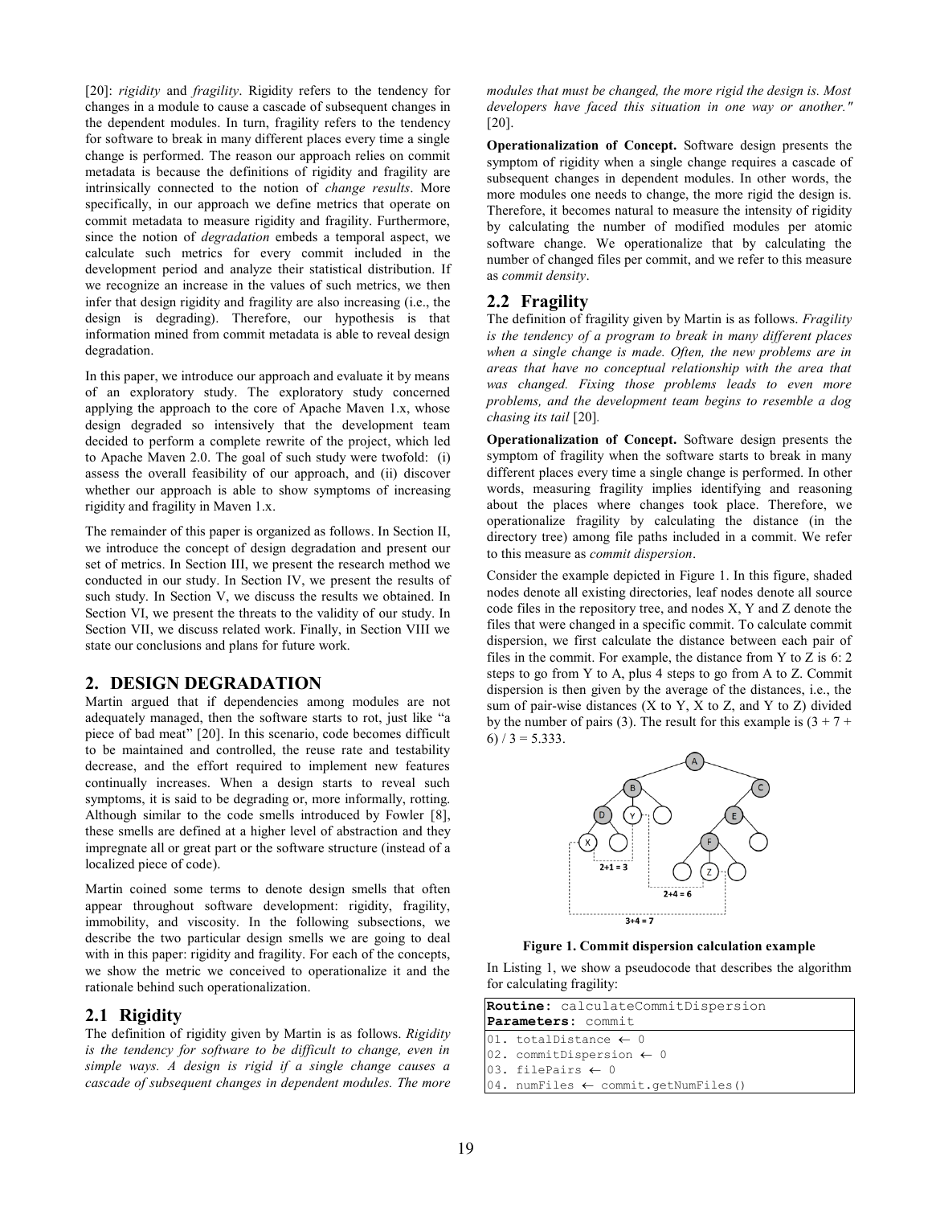[20]: *rigidity* and *fragility*. Rigidity refers to the tendency for changes in a module to cause a cascade of subsequent changes in the dependent modules. In turn, fragility refers to the tendency for software to break in many different places every time a single change is performed. The reason our approach relies on commit metadata is because the definitions of rigidity and fragility are intrinsically connected to the notion of *change results*. More specifically, in our approach we define metrics that operate on commit metadata to measure rigidity and fragility. Furthermore, since the notion of *degradation* embeds a temporal aspect, we calculate such metrics for every commit included in the development period and analyze their statistical distribution. If we recognize an increase in the values of such metrics, we then infer that design rigidity and fragility are also increasing (i.e., the design is degrading). Therefore, our hypothesis is that information mined from commit metadata is able to reveal design degradation.

In this paper, we introduce our approach and evaluate it by means of an exploratory study. The exploratory study concerned applying the approach to the core of Apache Maven 1.x, whose design degraded so intensively that the development team decided to perform a complete rewrite of the project, which led to Apache Maven 2.0. The goal of such study were twofold: (i) assess the overall feasibility of our approach, and (ii) discover whether our approach is able to show symptoms of increasing rigidity and fragility in Maven 1.x.

The remainder of this paper is organized as follows. In Section II, we introduce the concept of design degradation and present our set of metrics. In Section III, we present the research method we conducted in our study. In Section IV, we present the results of such study. In Section V, we discuss the results we obtained. In Section VI, we present the threats to the validity of our study. In Section VII, we discuss related work. Finally, in Section VIII we state our conclusions and plans for future work.

## 2. DESIGN DEGRADATION

Martin argued that if dependencies among modules are not adequately managed, then the software starts to rot, just like "a piece of bad meat" [20]. In this scenario, code becomes difficult to be maintained and controlled, the reuse rate and testability decrease, and the effort required to implement new features continually increases. When a design starts to reveal such symptoms, it is said to be degrading or, more informally, rotting. Although similar to the code smells introduced by Fowler [8], these smells are defined at a higher level of abstraction and they impregnate all or great part or the software structure (instead of a localized piece of code).

Martin coined some terms to denote design smells that often appear throughout software development: rigidity, fragility, immobility, and viscosity. In the following subsections, we describe the two particular design smells we are going to deal with in this paper: rigidity and fragility. For each of the concepts, we show the metric we conceived to operationalize it and the rationale behind such operationalization.

### 2.1 Rigidity

The definition of rigidity given by Martin is as follows. *Rigidity is the tendency for software to be difficult to change, even in simple ways. A design is rigid if a single change causes a cascade of subsequent changes in dependent modules. The more modules that must be changed, the more rigid the design is. Most developers have faced this situation in one way or another."* [20].

**Operationalization of Concept.** Software design presents the symptom of rigidity when a single change requires a cascade of subsequent changes in dependent modules. In other words, the more modules one needs to change, the more rigid the design is. Therefore, it becomes natural to measure the intensity of rigidity by calculating the number of modified modules per atomic software change. We operationalize that by calculating the number of changed files per commit, and we refer to this measure as *commit density*.

### 2.2 Fragility

The definition of fragility given by Martin is as follows. *Fragility is the tendency of a program to break in many different places when a single change is made. Often, the new problems are in areas that have no conceptual relationship with the area that was changed. Fixing those problems leads to even more problems, and the development team begins to resemble a dog chasing its tail* [20].

**Operationalization of Concept.** Software design presents the symptom of fragility when the software starts to break in many different places every time a single change is performed. In other words, measuring fragility implies identifying and reasoning about the places where changes took place. Therefore, we operationalize fragility by calculating the distance (in the directory tree) among file paths included in a commit. We refer to this measure as *commit dispersion*.

Consider the example depicted in Figure 1. In this figure, shaded nodes denote all existing directories, leaf nodes denote all source code files in the repository tree, and nodes X, Y and Z denote the files that were changed in a specific commit. To calculate commit dispersion, we first calculate the distance between each pair of files in the commit. For example, the distance from Y to Z is 6: 2 steps to go from Y to A, plus 4 steps to go from A to Z. Commit dispersion is then given by the average of the distances, i.e., the sum of pair-wise distances (X to Y, X to Z, and Y to Z) divided by the number of pairs (3). The result for this example is (3 + 7 + 6) / 3 = 5.333.

A
B
C
D
Y
E
X
F
Z
2+1 = 3
2+4 = 6
3+4 = 7

**Figure 1. Commit dispersion calculation example**

In Listing 1, we show a pseudocode that describes the algorithm for calculating fragility:

```
Routine: calculateCommitDispersion
Parameters: commit
01. totalDistance ← 0
02. commitDispersion ← 0
03. filePairs ← 0
04. numFiles ← commit.getNumFiles()
```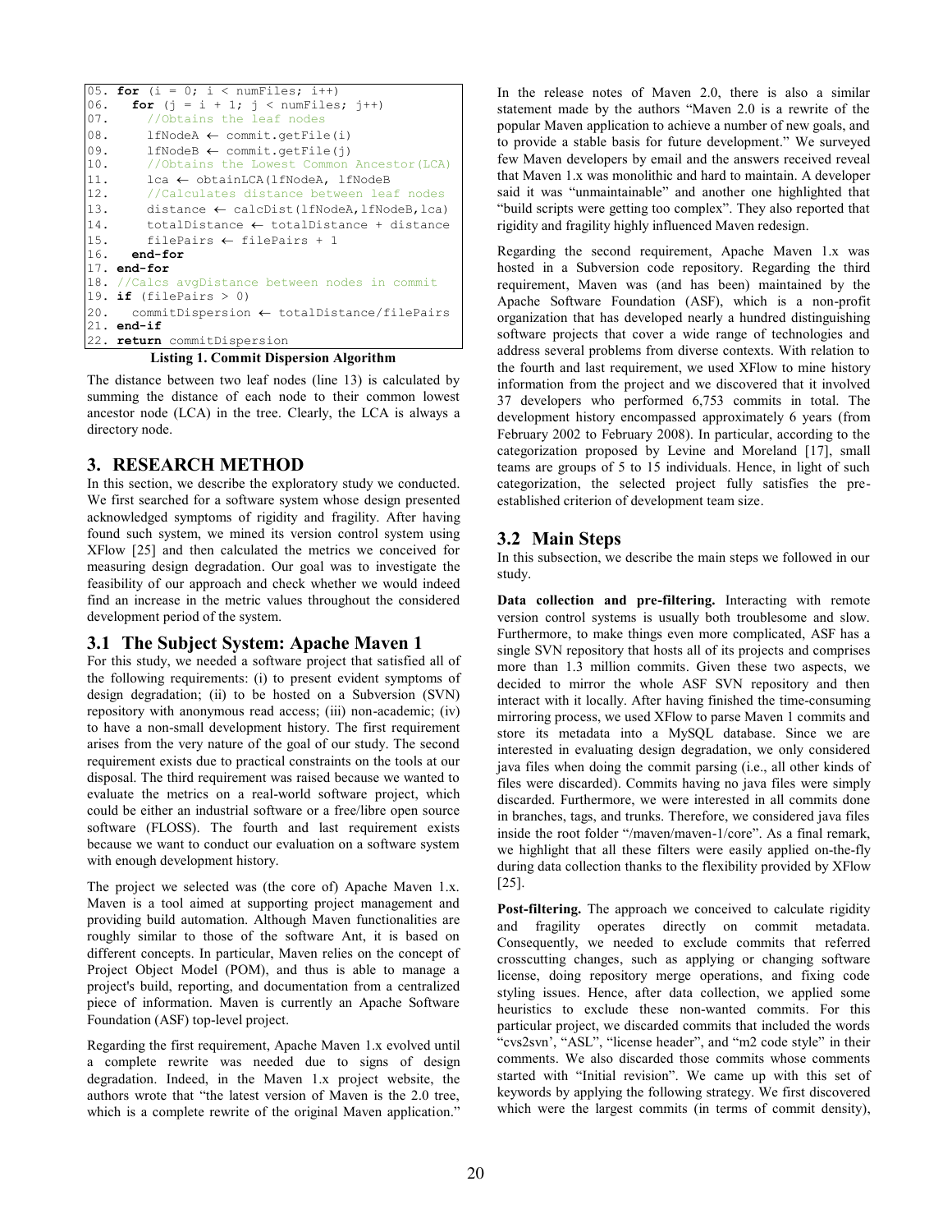```
05. for (i = 0; i < numFiles; i++)
06.   for (j = i + 1; j < numFiles; j++)
07.     //Obtains the leaf nodes
08.     lfNodeA ← commit.getFile(i)
09.     lfNodeB ← commit.getFile(j)
10.     //Obtains the Lowest Common Ancestor(LCA)
11.     lca ← obtainLCA(lfNodeA, lfNodeB
12.     //Calculates distance between leaf nodes
13.     distance ← calcDist(lfNodeA,lfNodeB,lca)
14.     totalDistance ← totalDistance + distance
15.     filePairs ← filePairs + 1
16.   end-for
17. end-for
18. //Calcs avgDistance between nodes in commit
19. if (filePairs > 0)
20.   commitDispersion ← totalDistance/filePairs
21. end-if
22. return commitDispersion
```

**Listing 1. Commit Dispersion Algorithm**

The distance between two leaf nodes (line 13) is calculated by summing the distance of each node to their common lowest ancestor node (LCA) in the tree. Clearly, the LCA is always a directory node.

## 3. RESEARCH METHOD

In this section, we describe the exploratory study we conducted. We first searched for a software system whose design presented acknowledged symptoms of rigidity and fragility. After having found such system, we mined its version control system using XFlow [25] and then calculated the metrics we conceived for measuring design degradation. Our goal was to investigate the feasibility of our approach and check whether we would indeed find an increase in the metric values throughout the considered development period of the system.

### 3.1 The Subject System: Apache Maven 1

For this study, we needed a software project that satisfied all of the following requirements: (i) to present evident symptoms of design degradation; (ii) to be hosted on a Subversion (SVN) repository with anonymous read access; (iii) non-academic; (iv) to have a non-small development history. The first requirement arises from the very nature of the goal of our study. The second requirement exists due to practical constraints on the tools at our disposal. The third requirement was raised because we wanted to evaluate the metrics on a real-world software project, which could be either an industrial software or a free/libre open source software (FLOSS). The fourth and last requirement exists because we want to conduct our evaluation on a software system with enough development history.

The project we selected was (the core of) Apache Maven 1.x. Maven is a tool aimed at supporting project management and providing build automation. Although Maven functionalities are roughly similar to those of the software Ant, it is based on different concepts. In particular, Maven relies on the concept of Project Object Model (POM), and thus is able to manage a project's build, reporting, and documentation from a centralized piece of information. Maven is currently an Apache Software Foundation (ASF) top-level project.

Regarding the first requirement, Apache Maven 1.x evolved until a complete rewrite was needed due to signs of design degradation. Indeed, in the Maven 1.x project website, the authors wrote that "the latest version of Maven is the 2.0 tree, which is a complete rewrite of the original Maven application." In the release notes of Maven 2.0, there is also a similar statement made by the authors "Maven 2.0 is a rewrite of the popular Maven application to achieve a number of new goals, and to provide a stable basis for future development." We surveyed few Maven developers by email and the answers received reveal that Maven 1.x was monolithic and hard to maintain. A developer said it was "unmaintainable" and another one highlighted that "build scripts were getting too complex". They also reported that rigidity and fragility highly influenced Maven redesign.

Regarding the second requirement, Apache Maven 1.x was hosted in a Subversion code repository. Regarding the third requirement, Maven was (and has been) maintained by the Apache Software Foundation (ASF), which is a non-profit organization that has developed nearly a hundred distinguishing software projects that cover a wide range of technologies and address several problems from diverse contexts. With relation to the fourth and last requirement, we used XFlow to mine history information from the project and we discovered that it involved 37 developers who performed 6,753 commits in total. The development history encompassed approximately 6 years (from February 2002 to February 2008). In particular, according to the categorization proposed by Levine and Moreland [17], small teams are groups of 5 to 15 individuals. Hence, in light of such categorization, the selected project fully satisfies the pre-established criterion of development team size.

### 3.2 Main Steps

In this subsection, we describe the main steps we followed in our study.

**Data collection and pre-filtering.** Interacting with remote version control systems is usually both troublesome and slow. Furthermore, to make things even more complicated, ASF has a single SVN repository that hosts all of its projects and comprises more than 1.3 million commits. Given these two aspects, we decided to mirror the whole ASF SVN repository and then interact with it locally. After having finished the time-consuming mirroring process, we used XFlow to parse Maven 1 commits and store its metadata into a MySQL database. Since we are interested in evaluating design degradation, we only considered java files when doing the commit parsing (i.e., all other kinds of files were discarded). Commits having no java files were simply discarded. Furthermore, we were interested in all commits done in branches, tags, and trunks. Therefore, we considered java files inside the root folder "/maven/maven-1/core". As a final remark, we highlight that all these filters were easily applied on-the-fly during data collection thanks to the flexibility provided by XFlow [25].

**Post-filtering.** The approach we conceived to calculate rigidity and fragility operates directly on commit metadata. Consequently, we needed to exclude commits that referred crosscutting changes, such as applying or changing software license, doing repository merge operations, and fixing code styling issues. Hence, after data collection, we applied some heuristics to exclude these non-wanted commits. For this particular project, we discarded commits that included the words "cvs2svn', "ASL", "license header", and "m2 code style" in their comments. We also discarded those commits whose comments started with "Initial revision". We came up with this set of keywords by applying the following strategy. We first discovered which were the largest commits (in terms of commit density),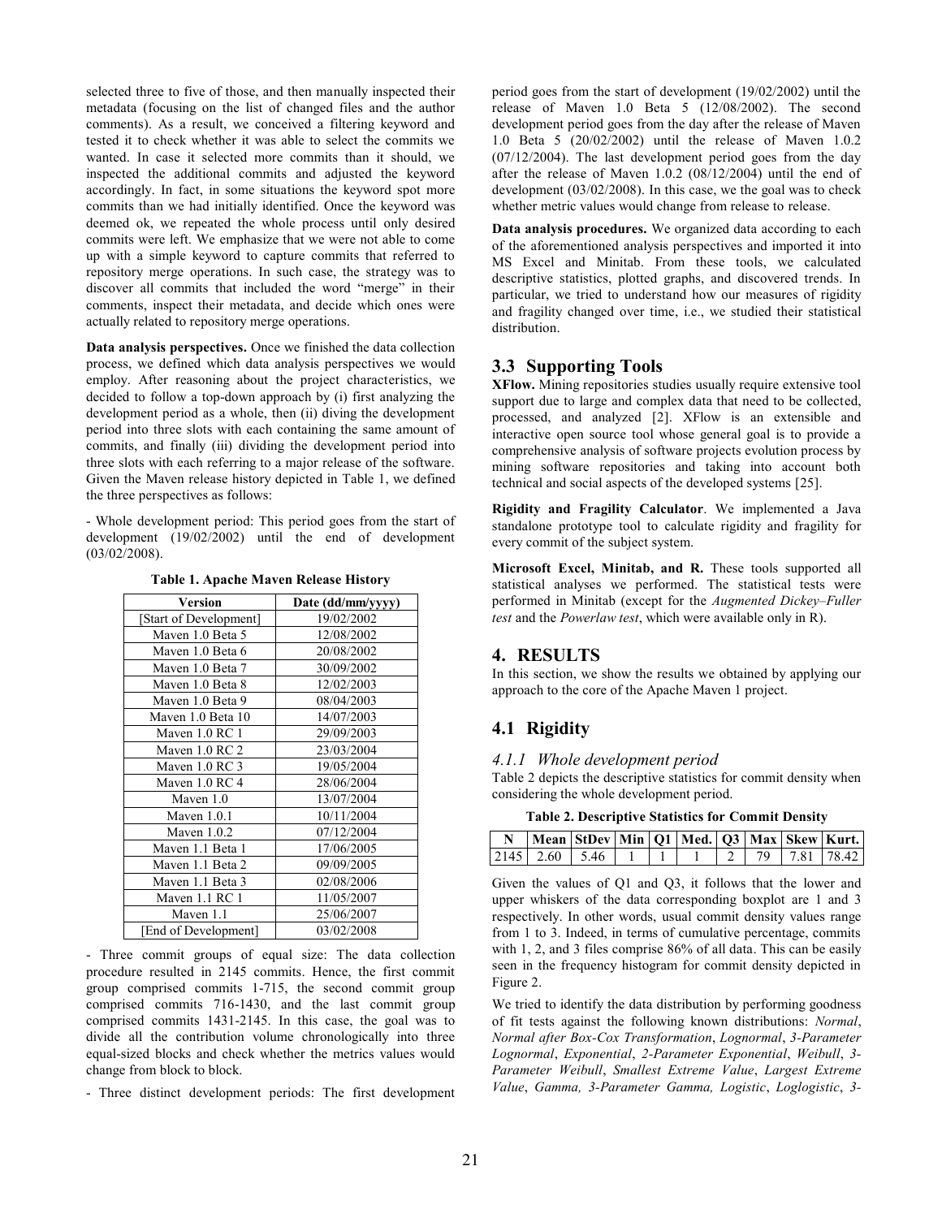selected three to five of those, and then manually inspected their metadata (focusing on the list of changed files and the author comments). As a result, we conceived a filtering keyword and tested it to check whether it was able to select the commits we wanted. In case it selected more commits than it should, we inspected the additional commits and adjusted the keyword accordingly. In fact, in some situations the keyword spot more commits than we had initially identified. Once the keyword was deemed ok, we repeated the whole process until only desired commits were left. We emphasize that we were not able to come up with a simple keyword to capture commits that referred to repository merge operations. In such case, the strategy was to discover all commits that included the word "merge" in their comments, inspect their metadata, and decide which ones were actually related to repository merge operations.

**Data analysis perspectives.** Once we finished the data collection process, we defined which data analysis perspectives we would employ. After reasoning about the project characteristics, we decided to follow a top-down approach by (i) first analyzing the development period as a whole, then (ii) diving the development period into three slots with each containing the same amount of commits, and finally (iii) dividing the development period into three slots with each referring to a major release of the software. Given the Maven release history depicted in Table 1, we defined the three perspectives as follows:

- Whole development period: This period goes from the start of development (19/02/2002) until the end of development (03/02/2008).

**Table 1. Apache Maven Release History**

| Version | Date (dd/mm/yyyy) |
|---|---|
| [Start of Development] | 19/02/2002 |
| Maven 1.0 Beta 5 | 12/08/2002 |
| Maven 1.0 Beta 6 | 20/08/2002 |
| Maven 1.0 Beta 7 | 30/09/2002 |
| Maven 1.0 Beta 8 | 12/02/2003 |
| Maven 1.0 Beta 9 | 08/04/2003 |
| Maven 1.0 Beta 10 | 14/07/2003 |
| Maven 1.0 RC 1 | 29/09/2003 |
| Maven 1.0 RC 2 | 23/03/2004 |
| Maven 1.0 RC 3 | 19/05/2004 |
| Maven 1.0 RC 4 | 28/06/2004 |
| Maven 1.0 | 13/07/2004 |
| Maven 1.0.1 | 10/11/2004 |
| Maven 1.0.2 | 07/12/2004 |
| Maven 1.1 Beta 1 | 17/06/2005 |
| Maven 1.1 Beta 2 | 09/09/2005 |
| Maven 1.1 Beta 3 | 02/08/2006 |
| Maven 1.1 RC 1 | 11/05/2007 |
| Maven 1.1 | 25/06/2007 |
| [End of Development] | 03/02/2008 |

- Three commit groups of equal size: The data collection procedure resulted in 2145 commits. Hence, the first commit group comprised commits 1-715, the second commit group comprised commits 716-1430, and the last commit group comprised commits 1431-2145. In this case, the goal was to divide all the contribution volume chronologically into three equal-sized blocks and check whether the metrics values would change from block to block.

- Three distinct development periods: The first development period goes from the start of development (19/02/2002) until the release of Maven 1.0 Beta 5 (12/08/2002). The second development period goes from the day after the release of Maven 1.0 Beta 5 (20/02/2002) until the release of Maven 1.0.2 (07/12/2004). The last development period goes from the day after the release of Maven 1.0.2 (08/12/2004) until the end of development (03/02/2008). In this case, we the goal was to check whether metric values would change from release to release.

**Data analysis procedures.** We organized data according to each of the aforementioned analysis perspectives and imported it into MS Excel and Minitab. From these tools, we calculated descriptive statistics, plotted graphs, and discovered trends. In particular, we tried to understand how our measures of rigidity and fragility changed over time, i.e., we studied their statistical distribution.

## 3.3 Supporting Tools

**XFlow.** Mining repositories studies usually require extensive tool support due to large and complex data that need to be collected, processed, and analyzed [2]. XFlow is an extensible and interactive open source tool whose general goal is to provide a comprehensive analysis of software projects evolution process by mining software repositories and taking into account both technical and social aspects of the developed systems [25].

**Rigidity and Fragility Calculator**. We implemented a Java standalone prototype tool to calculate rigidity and fragility for every commit of the subject system.

**Microsoft Excel, Minitab, and R.** These tools supported all statistical analyses we performed. The statistical tests were performed in Minitab (except for the *Augmented Dickey–Fuller test* and the *Powerlaw test*, which were available only in R).

# 4. RESULTS

In this section, we show the results we obtained by applying our approach to the core of the Apache Maven 1 project.

## 4.1 Rigidity

### *4.1.1 Whole development period*

Table 2 depicts the descriptive statistics for commit density when considering the whole development period.

**Table 2. Descriptive Statistics for Commit Density**

| N | Mean | StDev | Min | Q1 | Med. | Q3 | Max | Skew | Kurt. |
|---|---|---|---|---|---|---|---|---|---|
| 2145 | 2.60 | 5.46 | 1 | 1 | 1 | 2 | 79 | 7.81 | 78.42 |

Given the values of Q1 and Q3, it follows that the lower and upper whiskers of the data corresponding boxplot are 1 and 3 respectively. In other words, usual commit density values range from 1 to 3. Indeed, in terms of cumulative percentage, commits with 1, 2, and 3 files comprise 86% of all data. This can be easily seen in the frequency histogram for commit density depicted in Figure 2.

We tried to identify the data distribution by performing goodness of fit tests against the following known distributions: *Normal*, *Normal after Box-Cox Transformation*, *Lognormal*, *3-Parameter Lognormal*, *Exponential*, *2-Parameter Exponential*, *Weibull*, *3-Parameter Weibull*, *Smallest Extreme Value*, *Largest Extreme Value*, *Gamma, 3-Parameter Gamma, Logistic*, *Loglogistic*, *3-*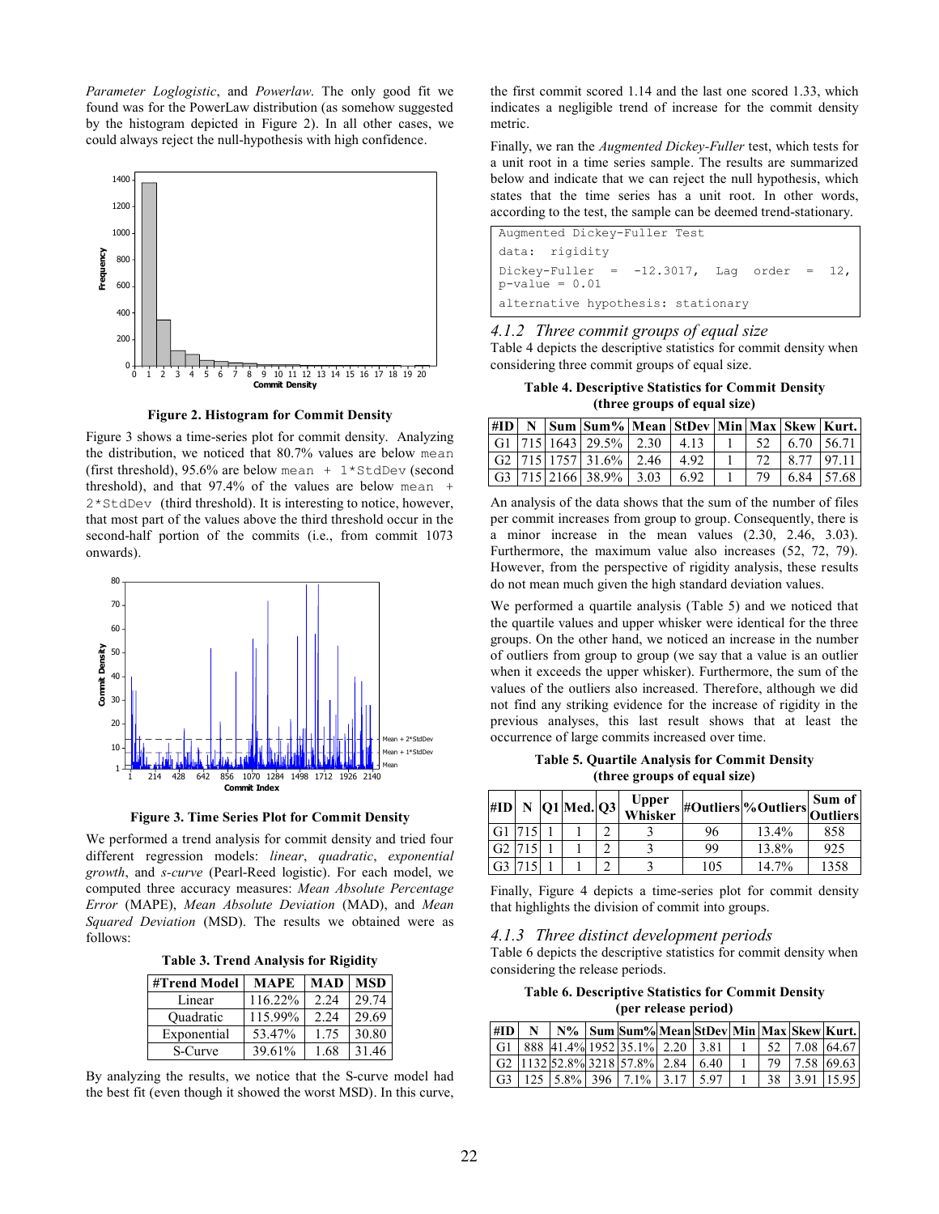*Parameter Loglogistic*, and *Powerlaw*. The only good fit we found was for the PowerLaw distribution (as somehow suggested by the histogram depicted in Figure 2). In all other cases, we could always reject the null-hypothesis with high confidence.

**Figure 2. Histogram for Commit Density**

Figure 3 shows a time-series plot for commit density. Analyzing the distribution, we noticed that 80.7% values are below `mean` (first threshold), 95.6% are below `mean + 1*StdDev` (second threshold), and that 97.4% of the values are below `mean + 2*StdDev` (third threshold). It is interesting to notice, however, that most part of the values above the third threshold occur in the second-half portion of the commits (i.e., from commit 1073 onwards).

**Figure 3. Time Series Plot for Commit Density**

We performed a trend analysis for commit density and tried four different regression models: *linear*, *quadratic*, *exponential growth*, and *s-curve* (Pearl-Reed logistic). For each model, we computed three accuracy measures: *Mean Absolute Percentage Error* (MAPE), *Mean Absolute Deviation* (MAD), and *Mean Squared Deviation* (MSD). The results we obtained were as follows:

**Table 3. Trend Analysis for Rigidity**

| #Trend Model | MAPE | MAD | MSD |
|---|---|---|---|
| Linear | 116.22% | 2.24 | 29.74 |
| Quadratic | 115.99% | 2.24 | 29.69 |
| Exponential | 53.47% | 1.75 | 30.80 |
| S-Curve | 39.61% | 1.68 | 31.46 |

By analyzing the results, we notice that the S-curve model had the best fit (even though it showed the worst MSD). In this curve, the first commit scored 1.14 and the last one scored 1.33, which indicates a negligible trend of increase for the commit density metric.

Finally, we ran the *Augmented Dickey-Fuller* test, which tests for a unit root in a time series sample. The results are summarized below and indicate that we can reject the null hypothesis, which states that the time series has a unit root. In other words, according to the test, the sample can be deemed trend-stationary.

```
Augmented Dickey-Fuller Test
data:  rigidity
Dickey-Fuller  =  -12.3017,  Lag  order  =  12,
p-value = 0.01
alternative hypothesis: stationary
```

### 4.1.2 Three commit groups of equal size

Table 4 depicts the descriptive statistics for commit density when considering three commit groups of equal size.

**Table 4. Descriptive Statistics for Commit Density (three groups of equal size)**

| #ID | N | Sum | Sum% | Mean | StDev | Min | Max | Skew | Kurt. |
|---|---|---|---|---|---|---|---|---|---|
| G1 | 715 | 1643 | 29.5% | 2.30 | 4.13 | 1 | 52 | 6.70 | 56.71 |
| G2 | 715 | 1757 | 31.6% | 2.46 | 4.92 | 1 | 72 | 8.77 | 97.11 |
| G3 | 715 | 2166 | 38.9% | 3.03 | 6.92 | 1 | 79 | 6.84 | 57.68 |

An analysis of the data shows that the sum of the number of files per commit increases from group to group. Consequently, there is a minor increase in the mean values (2.30, 2.46, 3.03). Furthermore, the maximum value also increases (52, 72, 79). However, from the perspective of rigidity analysis, these results do not mean much given the high standard deviation values.

We performed a quartile analysis (Table 5) and we noticed that the quartile values and upper whisker were identical for the three groups. On the other hand, we noticed an increase in the number of outliers from group to group (we say that a value is an outlier when it exceeds the upper whisker). Furthermore, the sum of the values of the outliers also increased. Therefore, although we did not find any striking evidence for the increase of rigidity in the previous analyses, this last result shows that at least the occurrence of large commits increased over time.

**Table 5. Quartile Analysis for Commit Density (three groups of equal size)**

| #ID | N | Q1 | Med. | Q3 | Upper Whisker | #Outliers | %Outliers | Sum of Outliers |
|---|---|---|---|---|---|---|---|---|
| G1 | 715 | 1 | 1 | 2 | 3 | 96 | 13.4% | 858 |
| G2 | 715 | 1 | 1 | 2 | 3 | 99 | 13.8% | 925 |
| G3 | 715 | 1 | 1 | 2 | 3 | 105 | 14.7% | 1358 |

Finally, Figure 4 depicts a time-series plot for commit density that highlights the division of commit into groups.

### 4.1.3 Three distinct development periods

Table 6 depicts the descriptive statistics for commit density when considering the release periods.

**Table 6. Descriptive Statistics for Commit Density (per release period)**

| #ID | N | N% | Sum | Sum% | Mean | StDev | Min | Max | Skew | Kurt. |
|---|---|---|---|---|---|---|---|---|---|---|
| G1 | 888 | 41.4% | 1952 | 35.1% | 2.20 | 3.81 | 1 | 52 | 7.08 | 64.67 |
| G2 | 1132 | 52.8% | 3218 | 57.8% | 2.84 | 6.40 | 1 | 79 | 7.58 | 69.63 |
| G3 | 125 | 5.8% | 396 | 7.1% | 3.17 | 5.97 | 1 | 38 | 3.91 | 15.95 |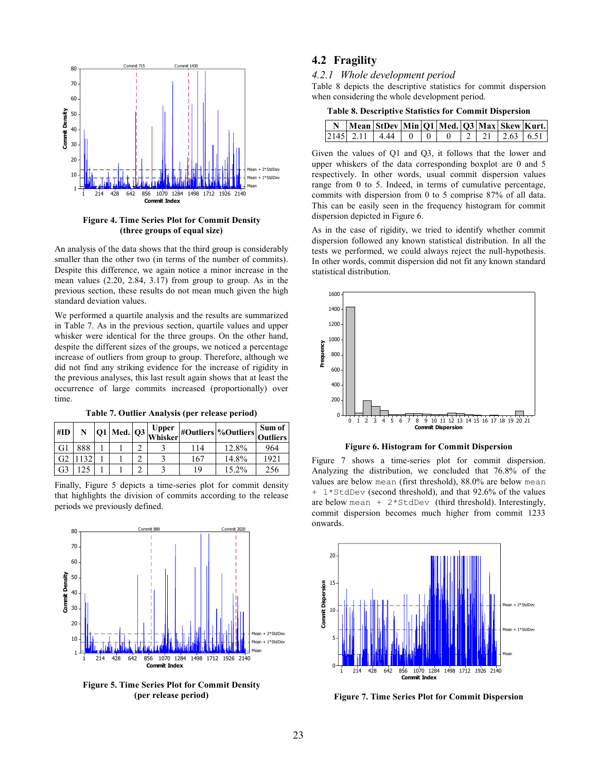Figure 4. Time Series Plot for Commit Density (three groups of equal size)

An analysis of the data shows that the third group is considerably smaller than the other two (in terms of the number of commits). Despite this difference, we again notice a minor increase in the mean values (2.20, 2.84, 3.17) from group to group. As in the previous section, these results do not mean much given the high standard deviation values.

We performed a quartile analysis and the results are summarized in Table 7. As in the previous section, quartile values and upper whisker were identical for the three groups. On the other hand, despite the different sizes of the groups, we noticed a percentage increase of outliers from group to group. Therefore, although we did not find any striking evidence for the increase of rigidity in the previous analyses, this last result again shows that at least the occurrence of large commits increased (proportionally) over time.

**Table 7. Outlier Analysis (per release period)**

| #ID | N | Q1 | Med. | Q3 | Upper Whisker | #Outliers | %Outliers | Sum of Outliers |
|---|---|---|---|---|---|---|---|---|
| G1 | 888 | 1 | 1 | 2 | 3 | 114 | 12.8% | 964 |
| G2 | 1132 | 1 | 1 | 2 | 3 | 167 | 14.8% | 1921 |
| G3 | 125 | 1 | 1 | 2 | 3 | 19 | 15.2% | 256 |

Finally, Figure 5 depicts a time-series plot for commit density that highlights the division of commits according to the release periods we previously defined.

Figure 5. Time Series Plot for Commit Density (per release period)

## 4.2 Fragility

### 4.2.1 Whole development period

Table 8 depicts the descriptive statistics for commit dispersion when considering the whole development period.

**Table 8. Descriptive Statistics for Commit Dispersion**

| N | Mean | StDev | Min | Q1 | Med. | Q3 | Max | Skew | Kurt. |
|---|---|---|---|---|---|---|---|---|---|
| 2145 | 2.11 | 4.44 | 0 | 0 | 0 | 2 | 21 | 2.63 | 6.51 |

Given the values of Q1 and Q3, it follows that the lower and upper whiskers of the data corresponding boxplot are 0 and 5 respectively. In other words, usual commit dispersion values range from 0 to 5. Indeed, in terms of cumulative percentage, commits with dispersion from 0 to 5 comprise 87% of all data. This can be easily seen in the frequency histogram for commit dispersion depicted in Figure 6.

As in the case of rigidity, we tried to identify whether commit dispersion followed any known statistical distribution. In all the tests we performed, we could always reject the null-hypothesis. In other words, commit dispersion did not fit any known standard statistical distribution.

Figure 6. Histogram for Commit Dispersion

Figure 7 shows a time-series plot for commit dispersion. Analyzing the distribution, we concluded that 76.8% of the values are below `mean` (first threshold), 88.0% are below `mean + 1*StdDev` (second threshold), and that 92.6% of the values are below `mean + 2*StdDev` (third threshold). Interestingly, commit dispersion becomes much higher from commit 1233 onwards.

Figure 7. Time Series Plot for Commit Dispersion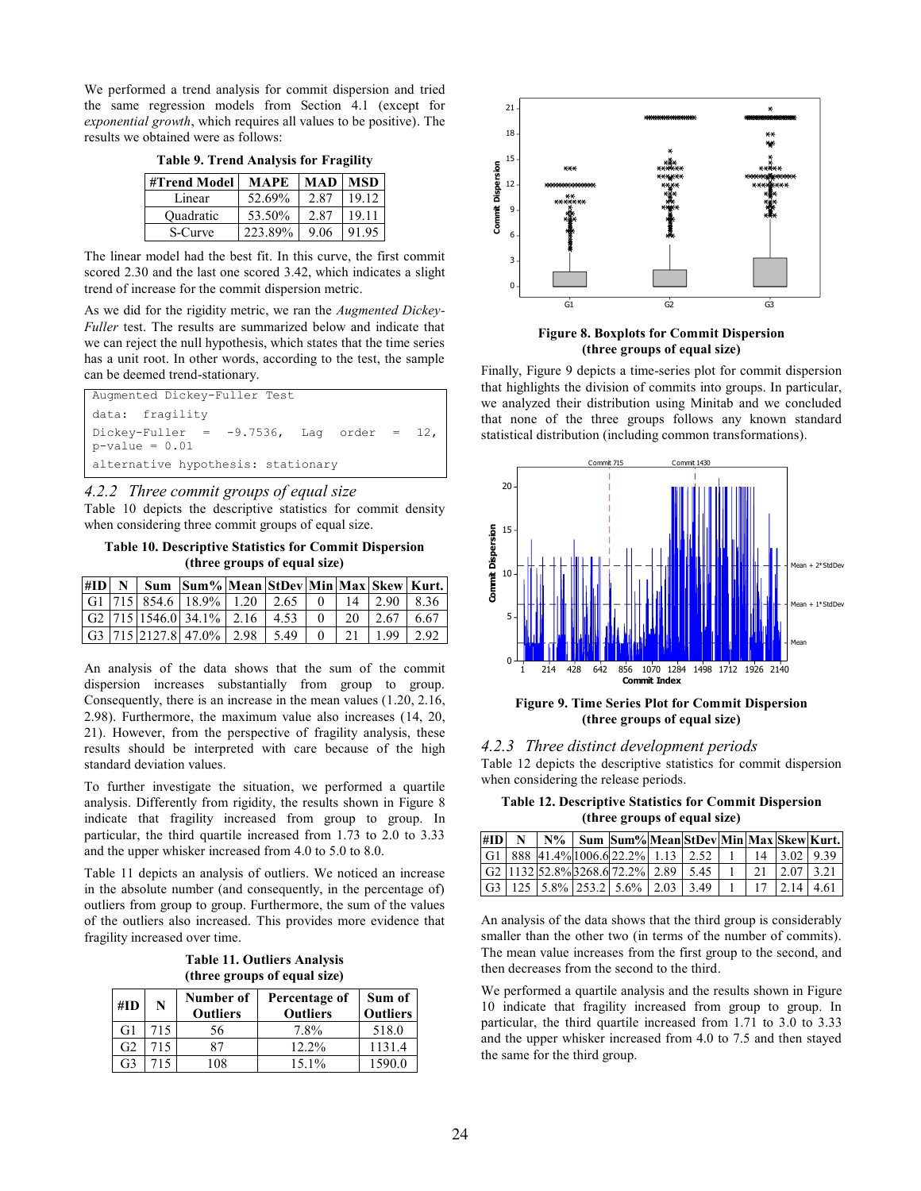We performed a trend analysis for commit dispersion and tried the same regression models from Section 4.1 (except for *exponential growth*, which requires all values to be positive). The results we obtained were as follows:

**Table 9. Trend Analysis for Fragility**

| #Trend Model | MAPE | MAD | MSD |
|---|---|---|---|
| Linear | 52.69% | 2.87 | 19.12 |
| Quadratic | 53.50% | 2.87 | 19.11 |
| S-Curve | 223.89% | 9.06 | 91.95 |

The linear model had the best fit. In this curve, the first commit scored 2.30 and the last one scored 3.42, which indicates a slight trend of increase for the commit dispersion metric.

As we did for the rigidity metric, we ran the *Augmented Dickey-Fuller* test. The results are summarized below and indicate that we can reject the null hypothesis, which states that the time series has a unit root. In other words, according to the test, the sample can be deemed trend-stationary.

```
Augmented Dickey-Fuller Test
data:  fragility
Dickey-Fuller  =  -9.7536,  Lag  order  =  12,
p-value = 0.01
alternative hypothesis: stationary
```

### *4.2.2 Three commit groups of equal size*

Table 10 depicts the descriptive statistics for commit density when considering three commit groups of equal size.

**Table 10. Descriptive Statistics for Commit Dispersion (three groups of equal size)**

| #ID | N | Sum | Sum% | Mean | StDev | Min | Max | Skew | Kurt. |
|---|---|---|---|---|---|---|---|---|---|
| G1 | 715 | 854.6 | 18.9% | 1.20 | 2.65 | 0 | 14 | 2.90 | 8.36 |
| G2 | 715 | 1546.0 | 34.1% | 2.16 | 4.53 | 0 | 20 | 2.67 | 6.67 |
| G3 | 715 | 2127.8 | 47.0% | 2.98 | 5.49 | 0 | 21 | 1.99 | 2.92 |

An analysis of the data shows that the sum of the commit dispersion increases substantially from group to group. Consequently, there is an increase in the mean values (1.20, 2.16, 2.98). Furthermore, the maximum value also increases (14, 20, 21). However, from the perspective of fragility analysis, these results should be interpreted with care because of the high standard deviation values.

To further investigate the situation, we performed a quartile analysis. Differently from rigidity, the results shown in Figure 8 indicate that fragility increased from group to group. In particular, the third quartile increased from 1.73 to 2.0 to 3.33 and the upper whisker increased from 4.0 to 5.0 to 8.0.

Table 11 depicts an analysis of outliers. We noticed an increase in the absolute number (and consequently, in the percentage of) outliers from group to group. Furthermore, the sum of the values of the outliers also increased. This provides more evidence that fragility increased over time.

**Table 11. Outliers Analysis (three groups of equal size)**

| #ID | N | Number of Outliers | Percentage of Outliers | Sum of Outliers |
|---|---|---|---|---|
| G1 | 715 | 56 | 7.8% | 518.0 |
| G2 | 715 | 87 | 12.2% | 1131.4 |
| G3 | 715 | 108 | 15.1% | 1590.0 |

**Figure 8. Boxplots for Commit Dispersion (three groups of equal size)**

Finally, Figure 9 depicts a time-series plot for commit dispersion that highlights the division of commits into groups. In particular, we analyzed their distribution using Minitab and we concluded that none of the three groups follows any known standard statistical distribution (including common transformations).

**Figure 9. Time Series Plot for Commit Dispersion (three groups of equal size)**

### *4.2.3 Three distinct development periods*

Table 12 depicts the descriptive statistics for commit dispersion when considering the release periods.

**Table 12. Descriptive Statistics for Commit Dispersion (three groups of equal size)**

| #ID | N | N% | Sum | Sum% | Mean | StDev | Min | Max | Skew | Kurt. |
|---|---|---|---|---|---|---|---|---|---|---|
| G1 | 888 | 41.4% | 1006.6 | 22.2% | 1.13 | 2.52 | 1 | 14 | 3.02 | 9.39 |
| G2 | 1132 | 52.8% | 3268.6 | 72.2% | 2.89 | 5.45 | 1 | 21 | 2.07 | 3.21 |
| G3 | 125 | 5.8% | 253.2 | 5.6% | 2.03 | 3.49 | 1 | 17 | 2.14 | 4.61 |

An analysis of the data shows that the third group is considerably smaller than the other two (in terms of the number of commits). The mean value increases from the first group to the second, and then decreases from the second to the third.

We performed a quartile analysis and the results shown in Figure 10 indicate that fragility increased from group to group. In particular, the third quartile increased from 1.71 to 3.0 to 3.33 and the upper whisker increased from 4.0 to 7.5 and then stayed the same for the third group.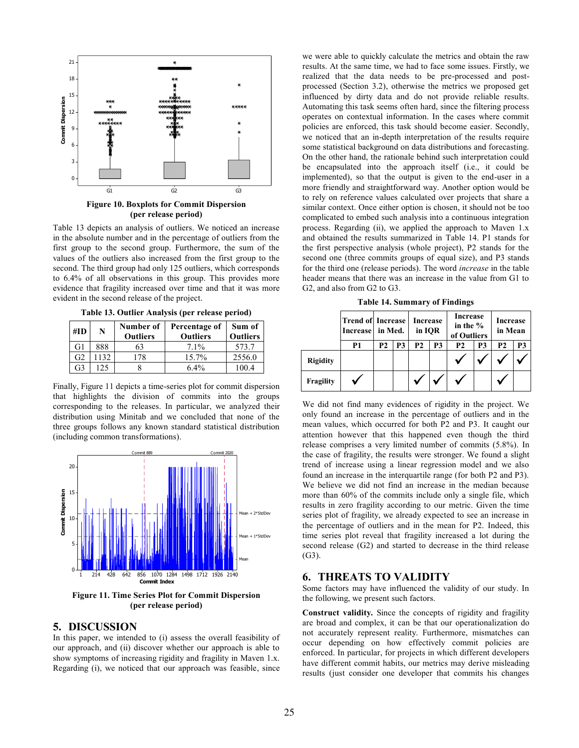Figure 10. Boxplots for Commit Dispersion (per release period)

Table 13 depicts an analysis of outliers. We noticed an increase in the absolute number and in the percentage of outliers from the first group to the second group. Furthermore, the sum of the values of the outliers also increased from the first group to the second. The third group had only 125 outliers, which corresponds to 6.4% of all observations in this group. This provides more evidence that fragility increased over time and that it was more evident in the second release of the project.

**Table 13. Outlier Analysis (per release period)**

| #ID | N | Number of Outliers | Percentage of Outliers | Sum of Outliers |
|---|---|---|---|---|
| G1 | 888 | 63 | 7.1% | 573.7 |
| G2 | 1132 | 178 | 15.7% | 2556.0 |
| G3 | 125 | 8 | 6.4% | 100.4 |

Finally, Figure 11 depicts a time-series plot for commit dispersion that highlights the division of commits into the groups corresponding to the releases. In particular, we analyzed their distribution using Minitab and we concluded that none of the three groups follows any known standard statistical distribution (including common transformations).

Figure 11. Time Series Plot for Commit Dispersion (per release period)

## 5. DISCUSSION

In this paper, we intended to (i) assess the overall feasibility of our approach, and (ii) discover whether our approach is able to show symptoms of increasing rigidity and fragility in Maven 1.x. Regarding (i), we noticed that our approach was feasible, since we were able to quickly calculate the metrics and obtain the raw results. At the same time, we had to face some issues. Firstly, we realized that the data needs to be pre-processed and post-processed (Section 3.2), otherwise the metrics we proposed get influenced by dirty data and do not provide reliable results. Automating this task seems often hard, since the filtering process operates on contextual information. In the cases where commit policies are enforced, this task should become easier. Secondly, we noticed that an in-depth interpretation of the results require some statistical background on data distributions and forecasting. On the other hand, the rationale behind such interpretation could be encapsulated into the approach itself (i.e., it could be implemented), so that the output is given to the end-user in a more friendly and straightforward way. Another option would be to rely on reference values calculated over projects that share a similar context. Once either option is chosen, it should not be too complicated to embed such analysis into a continuous integration process. Regarding (ii), we applied the approach to Maven 1.x and obtained the results summarized in Table 14. P1 stands for the first perspective analysis (whole project), P2 stands for the second one (three commits groups of equal size), and P3 stands for the third one (release periods). The word *increase* in the table header means that there was an increase in the value from G1 to G2, and also from G2 to G3.

**Table 14. Summary of Findings**

| | Trend of Increase | Increase in Med. | | Increase in IQR | | Increase in the % of Outliers | | Increase in Mean | |
|---|---|---|---|---|---|---|---|---|---|
| | P1 | P2 | P3 | P2 | P3 | P2 | P3 | P2 | P3 |
| **Rigidity** | | | | | | ✓ | ✓ | ✓ | ✓ |
| **Fragility** | ✓ | | | ✓ | ✓ | ✓ | | ✓ | |

We did not find many evidences of rigidity in the project. We only found an increase in the percentage of outliers and in the mean values, which occurred for both P2 and P3. It caught our attention however that this happened even though the third release comprises a very limited number of commits (5.8%). In the case of fragility, the results were stronger. We found a slight trend of increase using a linear regression model and we also found an increase in the interquartile range (for both P2 and P3). We believe we did not find an increase in the median because more than 60% of the commits include only a single file, which results in zero fragility according to our metric. Given the time series plot of fragility, we already expected to see an increase in the percentage of outliers and in the mean for P2. Indeed, this time series plot reveal that fragility increased a lot during the second release (G2) and started to decrease in the third release (G3).

## 6. THREATS TO VALIDITY

Some factors may have influenced the validity of our study. In the following, we present such factors.

**Construct validity.** Since the concepts of rigidity and fragility are broad and complex, it can be that our operationalization do not accurately represent reality. Furthermore, mismatches can occur depending on how effectively commit policies are enforced. In particular, for projects in which different developers have different commit habits, our metrics may derive misleading results (just consider one developer that commits his changes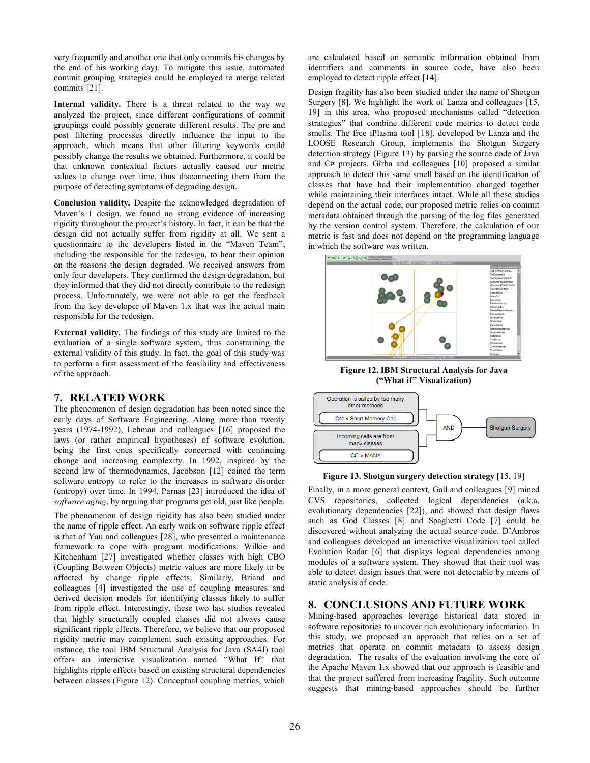very frequently and another one that only commits his changes by the end of his working day). To mitigate this issue, automated commit grouping strategies could be employed to merge related commits [21].

**Internal validity.** There is a threat related to the way we analyzed the project, since different configurations of commit groupings could possibly generate different results. The pre and post filtering processes directly influence the input to the approach, which means that other filtering keywords could possibly change the results we obtained. Furthermore, it could be that unknown contextual factors actually caused our metric values to change over time, thus disconnecting them from the purpose of detecting symptoms of degrading design.

**Conclusion validity.** Despite the acknowledged degradation of Maven's 1 design, we found no strong evidence of increasing rigidity throughout the project's history. In fact, it can be that the design did not actually suffer from rigidity at all. We sent a questionnaire to the developers listed in the "Maven Team", including the responsible for the redesign, to hear their opinion on the reasons the design degraded. We received answers from only four developers. They confirmed the design degradation, but they informed that they did not directly contribute to the redesign process. Unfortunately, we were not able to get the feedback from the key developer of Maven 1.x that was the actual main responsible for the redesign.

**External validity.** The findings of this study are limited to the evaluation of a single software system, thus constraining the external validity of this study. In fact, the goal of this study was to perform a first assessment of the feasibility and effectiveness of the approach.

## 7. RELATED WORK

The phenomenon of design degradation has been noted since the early days of Software Engineering. Along more than twenty years (1974-1992), Lehman and colleagues [16] proposed the laws (or rather empirical hypotheses) of software evolution, being the first ones specifically concerned with continuing change and increasing complexity. In 1992, inspired by the second law of thermodynamics, Jacobson [12] coined the term software entropy to refer to the increases in software disorder (entropy) over time. In 1994, Parnas [23] introduced the idea of *software aging*, by arguing that programs get old, just like people.

The phenomenon of design rigidity has also been studied under the name of ripple effect. An early work on software ripple effect is that of Yau and colleagues [28], who presented a maintenance framework to cope with program modifications. Wilkie and Kitchenham [27] investigated whether classes with high CBO (Coupling Between Objects) metric values are more likely to be affected by change ripple effects. Similarly, Briand and colleagues [4] investigated the use of coupling measures and derived decision models for identifying classes likely to suffer from ripple effect. Interestingly, these two last studies revealed that highly structurally coupled classes did not always cause significant ripple effects. Therefore, we believe that our proposed rigidity metric may complement such existing approaches. For instance, the tool IBM Structural Analysis for Java (SA4J) tool offers an interactive visualization named "What If" that highlights ripple effects based on existing structural dependencies between classes (Figure 12). Conceptual coupling metrics, which are calculated based on semantic information obtained from identifiers and comments in source code, have also been employed to detect ripple effect [14].

Design fragility has also been studied under the name of Shotgun Surgery [8]. We highlight the work of Lanza and colleagues [15, 19] in this area, who proposed mechanisms called "detection strategies" that combine different code metrics to detect code smells. The free iPlasma tool [18], developed by Lanza and the LOOSE Research Group, implements the Shotgun Surgery detection strategy (Figure 13) by parsing the source code of Java and C# projects. Gîrba and colleagues [10] proposed a similar approach to detect this same smell based on the identification of classes that have had their implementation changed together while maintaining their interfaces intact. While all these studies depend on the actual code, our proposed metric relies on commit metadata obtained through the parsing of the log files generated by the version control system. Therefore, the calculation of our metric is fast and does not depend on the programming language in which the software was written.

**Figure 12. IBM Structural Analysis for Java ("What if" Visualization)**

**Figure 13. Shotgun surgery detection strategy** [15, 19]

Finally, in a more general context, Gall and colleagues [9] mined CVS repositories, collected logical dependencies (a.k.a. evolutionary dependencies [22]), and showed that design flaws such as God Classes [8] and Spaghetti Code [7] could be discovered without analyzing the actual source code. D'Ambros and colleagues developed an interactive visualization tool called Evolution Radar [6] that displays logical dependencies among modules of a software system. They showed that their tool was able to detect design issues that were not detectable by means of static analysis of code.

## 8. CONCLUSIONS AND FUTURE WORK

Mining-based approaches leverage historical data stored in software repositories to uncover rich evolutionary information. In this study, we proposed an approach that relies on a set of metrics that operate on commit metadata to assess design degradation. The results of the evaluation involving the core of the Apache Maven 1.x showed that our approach is feasible and that the project suffered from increasing fragility. Such outcome suggests that mining-based approaches should be further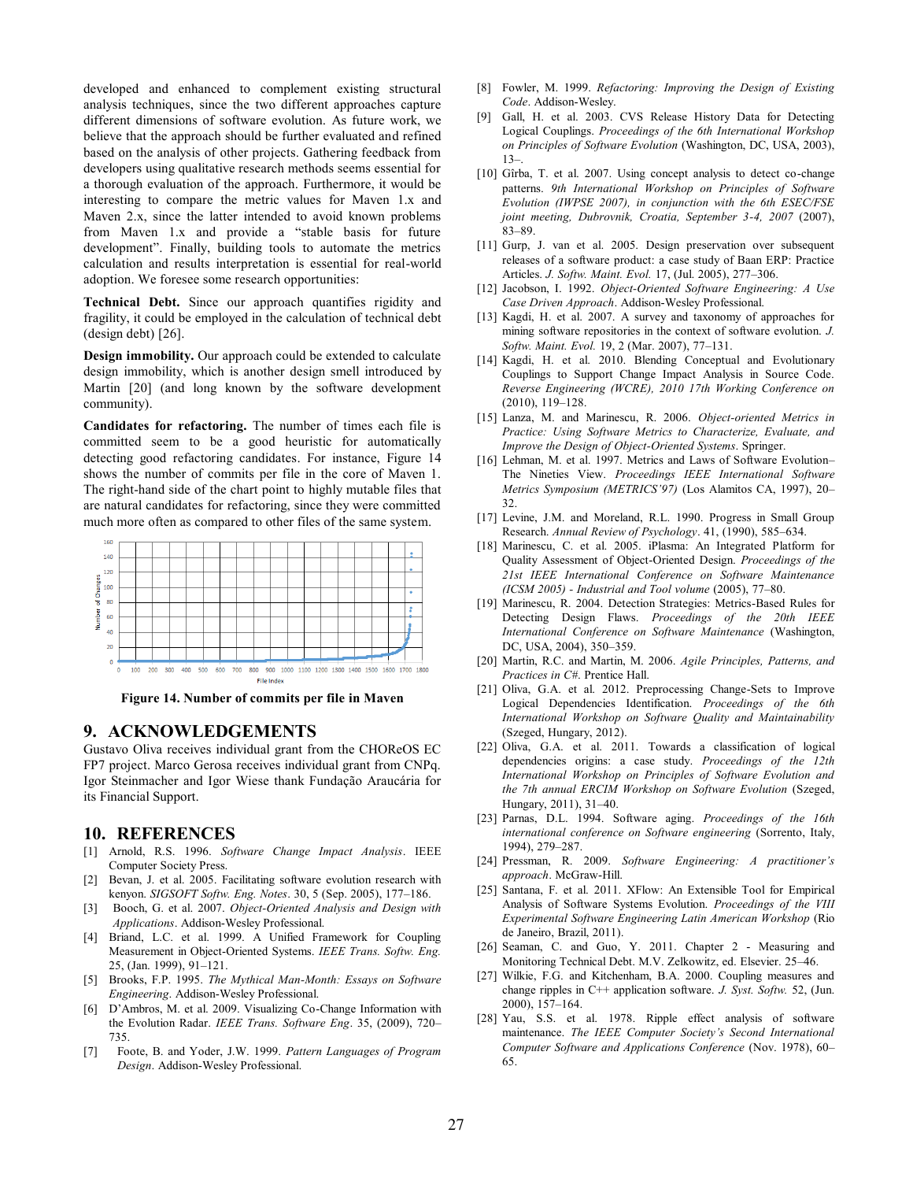developed and enhanced to complement existing structural analysis techniques, since the two different approaches capture different dimensions of software evolution. As future work, we believe that the approach should be further evaluated and refined based on the analysis of other projects. Gathering feedback from developers using qualitative research methods seems essential for a thorough evaluation of the approach. Furthermore, it would be interesting to compare the metric values for Maven 1.x and Maven 2.x, since the latter intended to avoid known problems from Maven 1.x and provide a "stable basis for future development". Finally, building tools to automate the metrics calculation and results interpretation is essential for real-world adoption. We foresee some research opportunities:

**Technical Debt.** Since our approach quantifies rigidity and fragility, it could be employed in the calculation of technical debt (design debt) [26].

**Design immobility.** Our approach could be extended to calculate design immobility, which is another design smell introduced by Martin [20] (and long known by the software development community).

**Candidates for refactoring.** The number of times each file is committed seem to be a good heuristic for automatically detecting good refactoring candidates. For instance, Figure 14 shows the number of commits per file in the core of Maven 1. The right-hand side of the chart point to highly mutable files that are natural candidates for refactoring, since they were committed much more often as compared to other files of the same system.

160
140
120
100
80
60
40
20
0
Number of Changes
0 100 200 300 400 500 600 700 800 900 1000 1100 1200 1300 1400 1500 1600 1700 1800
File Index

**Figure 14. Number of commits per file in Maven**

## 9. ACKNOWLEDGEMENTS

Gustavo Oliva receives individual grant from the CHOReOS EC FP7 project. Marco Gerosa receives individual grant from CNPq. Igor Steinmacher and Igor Wiese thank Fundação Araucária for its Financial Support.

## 10. REFERENCES

[1] Arnold, R.S. 1996. *Software Change Impact Analysis*. IEEE Computer Society Press.

[2] Bevan, J. et al. 2005. Facilitating software evolution research with kenyon. *SIGSOFT Softw. Eng. Notes*. 30, 5 (Sep. 2005), 177–186.

[3] Booch, G. et al. 2007. *Object-Oriented Analysis and Design with Applications*. Addison-Wesley Professional.

[4] Briand, L.C. et al. 1999. A Unified Framework for Coupling Measurement in Object-Oriented Systems. *IEEE Trans. Softw. Eng.* 25, (Jan. 1999), 91–121.

[5] Brooks, F.P. 1995. *The Mythical Man-Month: Essays on Software Engineering*. Addison-Wesley Professional.

[6] D'Ambros, M. et al. 2009. Visualizing Co-Change Information with the Evolution Radar. *IEEE Trans. Software Eng*. 35, (2009), 720–735.

[7] Foote, B. and Yoder, J.W. 1999. *Pattern Languages of Program Design*. Addison-Wesley Professional.

[8] Fowler, M. 1999. *Refactoring: Improving the Design of Existing Code*. Addison-Wesley.

[9] Gall, H. et al. 2003. CVS Release History Data for Detecting Logical Couplings. *Proceedings of the 6th International Workshop on Principles of Software Evolution* (Washington, DC, USA, 2003), 13–.

[10] Gîrba, T. et al. 2007. Using concept analysis to detect co-change patterns. *9th International Workshop on Principles of Software Evolution (IWPSE 2007), in conjunction with the 6th ESEC/FSE joint meeting, Dubrovnik, Croatia, September 3-4, 2007* (2007), 83–89.

[11] Gurp, J. van et al. 2005. Design preservation over subsequent releases of a software product: a case study of Baan ERP: Practice Articles. *J. Softw. Maint. Evol.* 17, (Jul. 2005), 277–306.

[12] Jacobson, I. 1992. *Object-Oriented Software Engineering: A Use Case Driven Approach*. Addison-Wesley Professional.

[13] Kagdi, H. et al. 2007. A survey and taxonomy of approaches for mining software repositories in the context of software evolution. *J. Softw. Maint. Evol.* 19, 2 (Mar. 2007), 77–131.

[14] Kagdi, H. et al. 2010. Blending Conceptual and Evolutionary Couplings to Support Change Impact Analysis in Source Code. *Reverse Engineering (WCRE), 2010 17th Working Conference on* (2010), 119–128.

[15] Lanza, M. and Marinescu, R. 2006. *Object-oriented Metrics in Practice: Using Software Metrics to Characterize, Evaluate, and Improve the Design of Object-Oriented Systems*. Springer.

[16] Lehman, M. et al. 1997. Metrics and Laws of Software Evolution–The Nineties View. *Proceedings IEEE International Software Metrics Symposium (METRICS'97)* (Los Alamitos CA, 1997), 20–32.

[17] Levine, J.M. and Moreland, R.L. 1990. Progress in Small Group Research. *Annual Review of Psychology*. 41, (1990), 585–634.

[18] Marinescu, C. et al. 2005. iPlasma: An Integrated Platform for Quality Assessment of Object-Oriented Design. *Proceedings of the 21st IEEE International Conference on Software Maintenance (ICSM 2005) - Industrial and Tool volume* (2005), 77–80.

[19] Marinescu, R. 2004. Detection Strategies: Metrics-Based Rules for Detecting Design Flaws. *Proceedings of the 20th IEEE International Conference on Software Maintenance* (Washington, DC, USA, 2004), 350–359.

[20] Martin, R.C. and Martin, M. 2006. *Agile Principles, Patterns, and Practices in C#*. Prentice Hall.

[21] Oliva, G.A. et al. 2012. Preprocessing Change-Sets to Improve Logical Dependencies Identification. *Proceedings of the 6th International Workshop on Software Quality and Maintainability* (Szeged, Hungary, 2012).

[22] Oliva, G.A. et al. 2011. Towards a classification of logical dependencies origins: a case study. *Proceedings of the 12th International Workshop on Principles of Software Evolution and the 7th annual ERCIM Workshop on Software Evolution* (Szeged, Hungary, 2011), 31–40.

[23] Parnas, D.L. 1994. Software aging. *Proceedings of the 16th international conference on Software engineering* (Sorrento, Italy, 1994), 279–287.

[24] Pressman, R. 2009. *Software Engineering: A practitioner's approach*. McGraw-Hill.

[25] Santana, F. et al. 2011. XFlow: An Extensible Tool for Empirical Analysis of Software Systems Evolution. *Proceedings of the VIII Experimental Software Engineering Latin American Workshop* (Rio de Janeiro, Brazil, 2011).

[26] Seaman, C. and Guo, Y. 2011. Chapter 2 - Measuring and Monitoring Technical Debt. M.V. Zelkowitz, ed. Elsevier. 25–46.

[27] Wilkie, F.G. and Kitchenham, B.A. 2000. Coupling measures and change ripples in C++ application software. *J. Syst. Softw.* 52, (Jun. 2000), 157–164.

[28] Yau, S.S. et al. 1978. Ripple effect analysis of software maintenance. *The IEEE Computer Society's Second International Computer Software and Applications Conference* (Nov. 1978), 60–65.